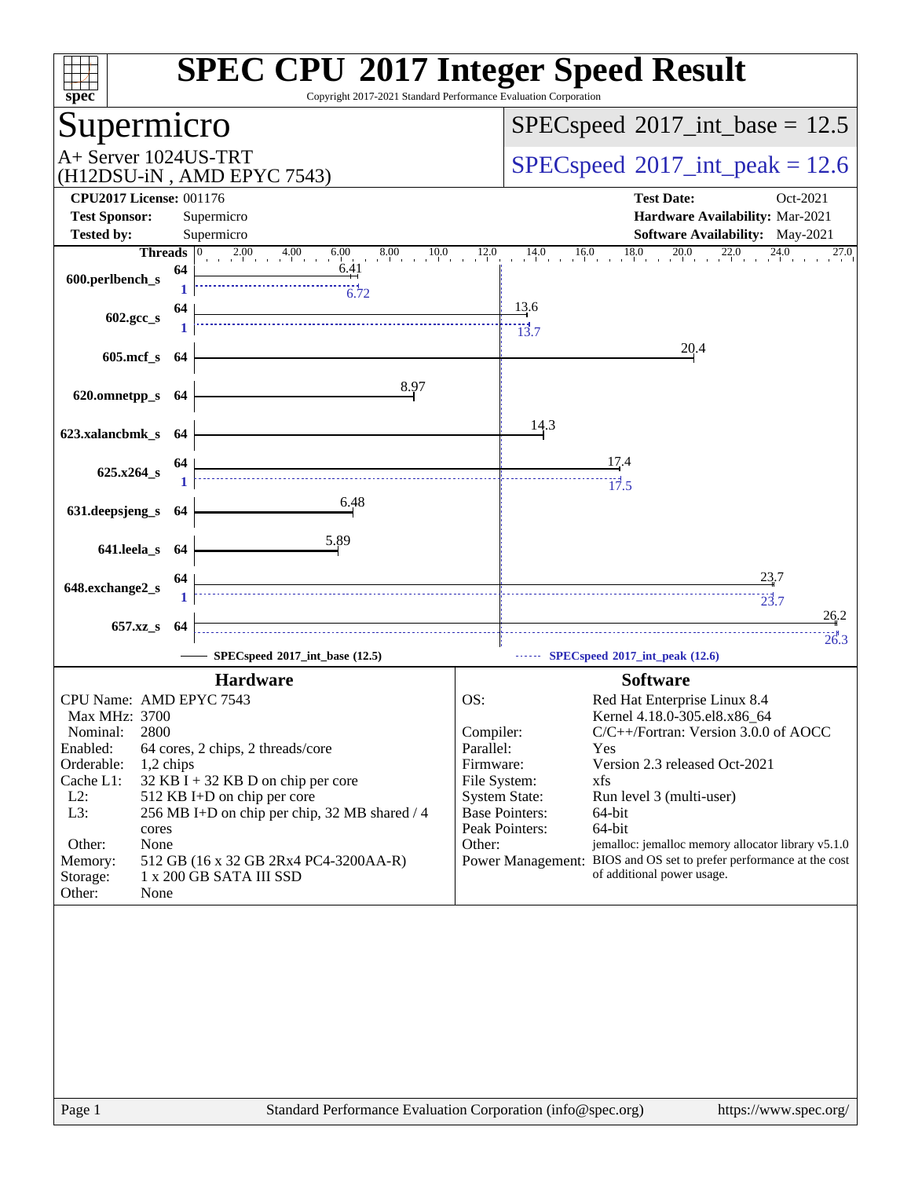# SPEC CPU 2017 Integer Speed Result

Copyright 2017-2021 Standard Performance Evaluation Corporation

## Supermicro

A+ Server 1024US-TRT
(H12DSU-iN , AMD EPYC 7543)

SPECspeed 2017_int_base = 12.5

SPECspeed 2017_int_peak = 12.6

**CPU2017 License:** 001176
**Test Sponsor:** Supermicro
**Tested by:** Supermicro

**Test Date:** Oct-2021
**Hardware Availability:** Mar-2021
**Software Availability:** May-2021

| Benchmark | Threads | Base | Peak |
|---|---|---|---|
| 600.perlbench_s | 64 / 1 | 6.41 | 6.72 |
| 602.gcc_s | 64 / 1 | 13.6 | 13.7 |
| 605.mcf_s | 64 | 20.4 | |
| 620.omnetpp_s | 64 | 8.97 | |
| 623.xalancbmk_s | 64 | 14.3 | |
| 625.x264_s | 64 / 1 | 17.4 | 17.5 |
| 631.deepsjeng_s | 64 | 6.48 | |
| 641.leela_s | 64 | 5.89 | |
| 648.exchange2_s | 64 / 1 | 23.7 | 23.7 |
| 657.xz_s | 64 | 26.2 | 26.3 |

SPECspeed 2017_int_base (12.5) — SPECspeed 2017_int_peak (12.6)

## Hardware

- CPU Name: AMD EPYC 7543
- Max MHz: 3700
- Nominal: 2800
- Enabled: 64 cores, 2 chips, 2 threads/core
- Orderable: 1,2 chips
- Cache L1: 32 KB I + 32 KB D on chip per core
- L2: 512 KB I+D on chip per core
- L3: 256 MB I+D on chip per chip, 32 MB shared / 4 cores
- Other: None
- Memory: 512 GB (16 x 32 GB 2Rx4 PC4-3200AA-R)
- Storage: 1 x 200 GB SATA III SSD
- Other: None

## Software

- OS: Red Hat Enterprise Linux 8.4 Kernel 4.18.0-305.el8.x86_64
- Compiler: C/C++/Fortran: Version 3.0.0 of AOCC
- Parallel: Yes
- Firmware: Version 2.3 released Oct-2021
- File System: xfs
- System State: Run level 3 (multi-user)
- Base Pointers: 64-bit
- Peak Pointers: 64-bit
- Other: jemalloc: jemalloc memory allocator library v5.1.0
- Power Management: BIOS and OS set to prefer performance at the cost of additional power usage.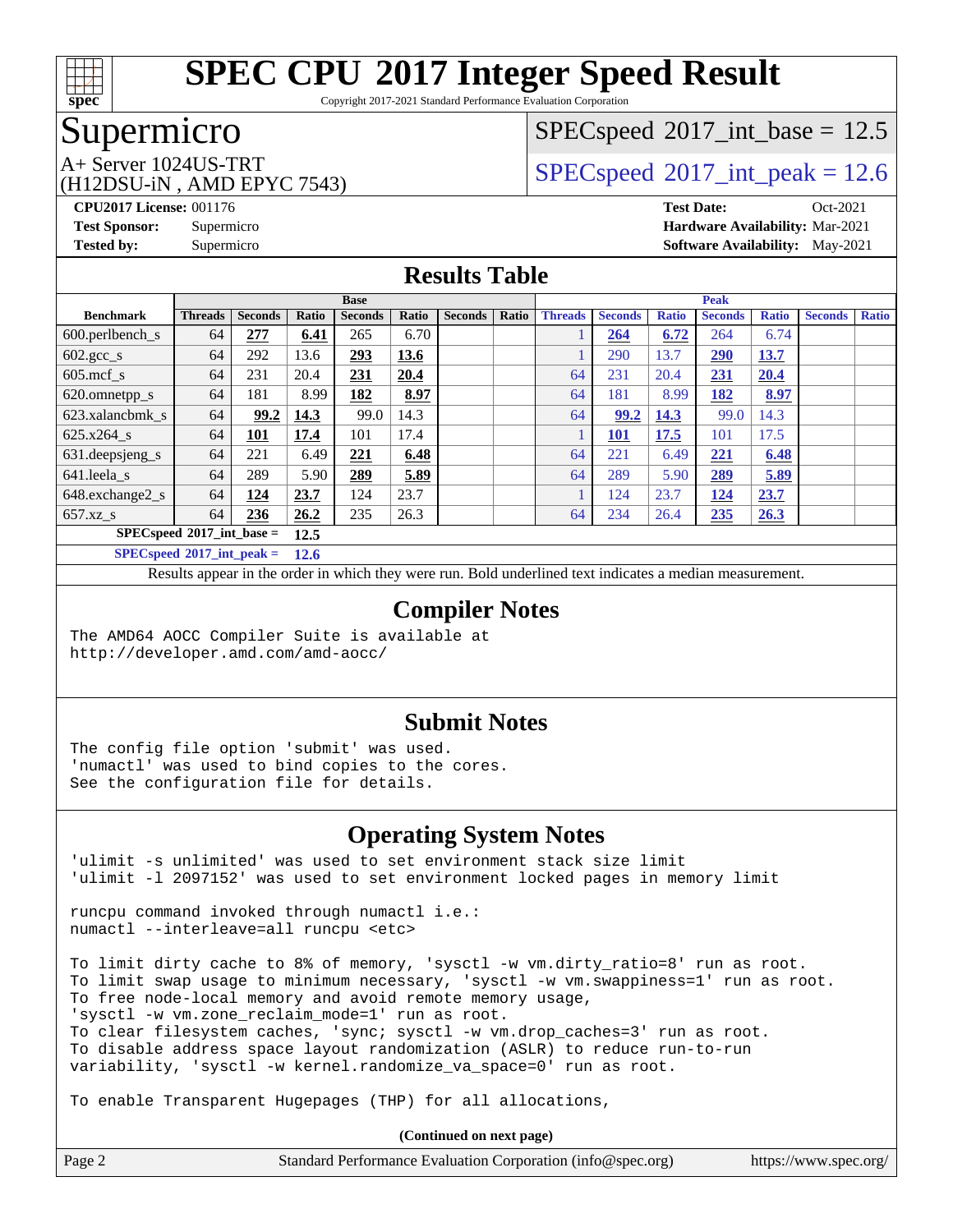# SPEC CPU 2017 Integer Speed Result

Copyright 2017-2021 Standard Performance Evaluation Corporation

## Supermicro

A+ Server 1024US-TRT
(H12DSU-iN , AMD EPYC 7543)

SPECspeed 2017_int_base = 12.5

SPECspeed 2017_int_peak = 12.6

**CPU2017 License:** 001176
**Test Sponsor:** Supermicro
**Tested by:** Supermicro

**Test Date:** Oct-2021
**Hardware Availability:** Mar-2021
**Software Availability:** May-2021

## Results Table

| Benchmark | Base | | | | | | | Peak | | | | | | |
|---|---|---|---|---|---|---|---|---|---|---|---|---|---|---|
| | Threads | Seconds | Ratio | Seconds | Ratio | Seconds | Ratio | Threads | Seconds | Ratio | Seconds | Ratio | Seconds | Ratio |
| 600.perlbench_s | 64 | **277** | **6.41** | 265 | 6.70 | | | 1 | **264** | **6.72** | 264 | 6.74 | | |
| 602.gcc_s | 64 | 292 | 13.6 | **293** | **13.6** | | | 1 | 290 | 13.7 | **290** | **13.7** | | |
| 605.mcf_s | 64 | 231 | 20.4 | **231** | **20.4** | | | 64 | 231 | 20.4 | **231** | **20.4** | | |
| 620.omnetpp_s | 64 | 181 | 8.99 | **182** | **8.97** | | | 64 | 181 | 8.99 | **182** | **8.97** | | |
| 623.xalancbmk_s | 64 | **99.2** | **14.3** | 99.0 | 14.3 | | | 64 | **99.2** | **14.3** | 99.0 | 14.3 | | |
| 625.x264_s | 64 | **101** | **17.4** | 101 | 17.4 | | | 1 | **101** | **17.5** | 101 | 17.5 | | |
| 631.deepsjeng_s | 64 | 221 | 6.49 | **221** | **6.48** | | | 64 | 221 | 6.49 | **221** | **6.48** | | |
| 641.leela_s | 64 | 289 | 5.90 | **289** | **5.89** | | | 64 | 289 | 5.90 | **289** | **5.89** | | |
| 648.exchange2_s | 64 | **124** | **23.7** | 124 | 23.7 | | | 1 | 124 | 23.7 | **124** | **23.7** | | |
| 657.xz_s | 64 | **236** | **26.2** | 235 | 26.3 | | | 64 | 234 | 26.4 | **235** | **26.3** | | |

**SPECspeed 2017_int_base = 12.5**

**SPECspeed 2017_int_peak = 12.6**

Results appear in the order in which they were run. Bold underlined text indicates a median measurement.

## Compiler Notes

```
The AMD64 AOCC Compiler Suite is available at
http://developer.amd.com/amd-aocc/
```

## Submit Notes

```
The config file option 'submit' was used.
'numactl' was used to bind copies to the cores.
See the configuration file for details.
```

## Operating System Notes

```
'ulimit -s unlimited' was used to set environment stack size limit
'ulimit -l 2097152' was used to set environment locked pages in memory limit

runcpu command invoked through numactl i.e.:
numactl --interleave=all runcpu <etc>

To limit dirty cache to 8% of memory, 'sysctl -w vm.dirty_ratio=8' run as root.
To limit swap usage to minimum necessary, 'sysctl -w vm.swappiness=1' run as root.
To free node-local memory and avoid remote memory usage,
'sysctl -w vm.zone_reclaim_mode=1' run as root.
To clear filesystem caches, 'sync; sysctl -w vm.drop_caches=3' run as root.
To disable address space layout randomization (ASLR) to reduce run-to-run
variability, 'sysctl -w kernel.randomize_va_space=0' run as root.

To enable Transparent Hugepages (THP) for all allocations,
```

**(Continued on next page)**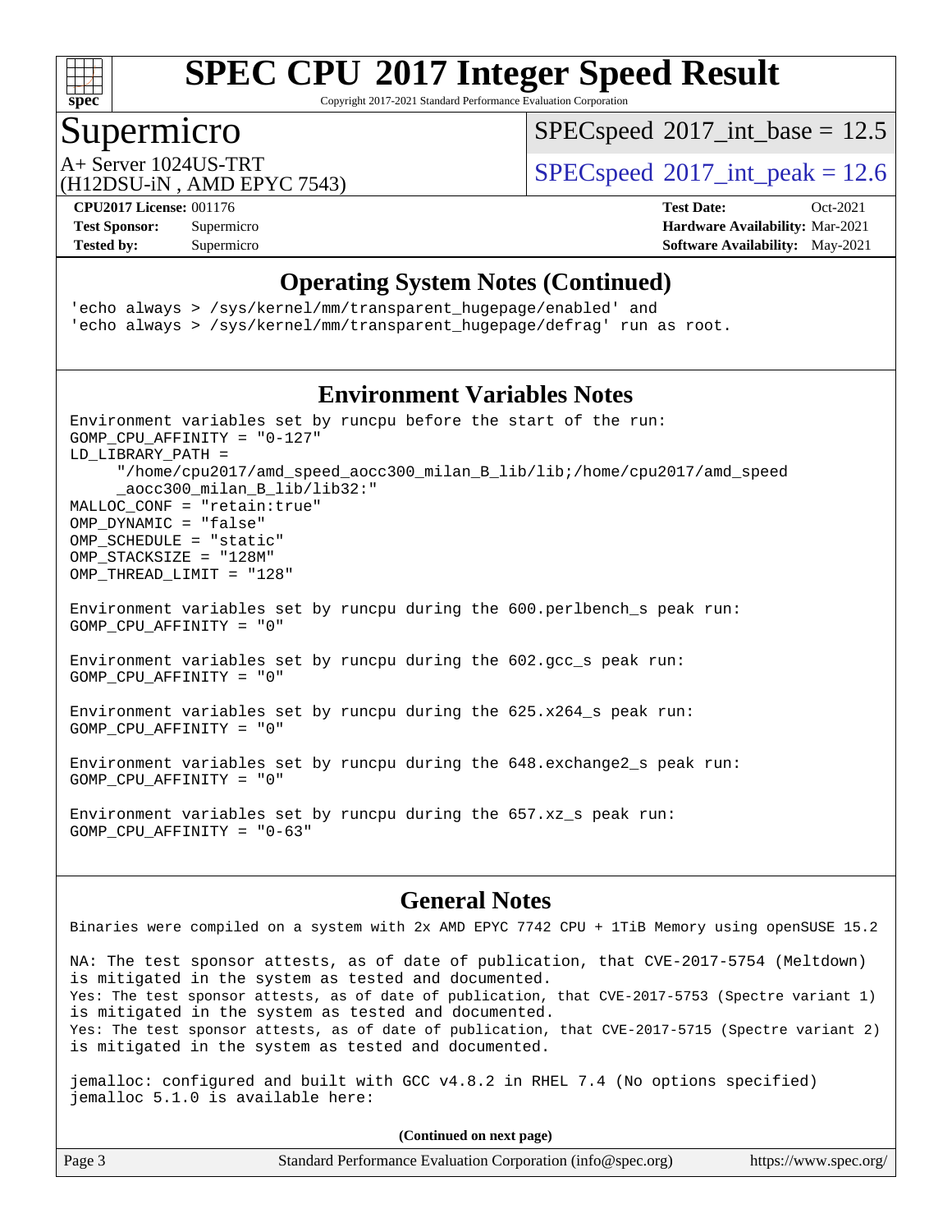# SPEC CPU 2017 Integer Speed Result

Copyright 2017-2021 Standard Performance Evaluation Corporation

## Supermicro

A+ Server 1024US-TRT
(H12DSU-iN , AMD EPYC 7543)

SPECspeed 2017_int_base = 12.5

SPECspeed 2017_int_peak = 12.6

**CPU2017 License:** 001176
**Test Sponsor:** Supermicro
**Tested by:** Supermicro

**Test Date:** Oct-2021
**Hardware Availability:** Mar-2021
**Software Availability:** May-2021

## Operating System Notes (Continued)

```
'echo always > /sys/kernel/mm/transparent_hugepage/enabled' and
'echo always > /sys/kernel/mm/transparent_hugepage/defrag' run as root.
```

## Environment Variables Notes

```
Environment variables set by runcpu before the start of the run:
GOMP_CPU_AFFINITY = "0-127"
LD_LIBRARY_PATH =
     "/home/cpu2017/amd_speed_aocc300_milan_B_lib/lib;/home/cpu2017/amd_speed
     _aocc300_milan_B_lib/lib32:"
MALLOC_CONF = "retain:true"
OMP_DYNAMIC = "false"
OMP_SCHEDULE = "static"
OMP_STACKSIZE = "128M"
OMP_THREAD_LIMIT = "128"

Environment variables set by runcpu during the 600.perlbench_s peak run:
GOMP_CPU_AFFINITY = "0"

Environment variables set by runcpu during the 602.gcc_s peak run:
GOMP_CPU_AFFINITY = "0"

Environment variables set by runcpu during the 625.x264_s peak run:
GOMP_CPU_AFFINITY = "0"

Environment variables set by runcpu during the 648.exchange2_s peak run:
GOMP_CPU_AFFINITY = "0"

Environment variables set by runcpu during the 657.xz_s peak run:
GOMP_CPU_AFFINITY = "0-63"
```

## General Notes

```
Binaries were compiled on a system with 2x AMD EPYC 7742 CPU + 1TiB Memory using openSUSE 15.2

NA: The test sponsor attests, as of date of publication, that CVE-2017-5754 (Meltdown)
is mitigated in the system as tested and documented.
Yes: The test sponsor attests, as of date of publication, that CVE-2017-5753 (Spectre variant 1)
is mitigated in the system as tested and documented.
Yes: The test sponsor attests, as of date of publication, that CVE-2017-5715 (Spectre variant 2)
is mitigated in the system as tested and documented.

jemalloc: configured and built with GCC v4.8.2 in RHEL 7.4 (No options specified)
jemalloc 5.1.0 is available here:
```

**(Continued on next page)**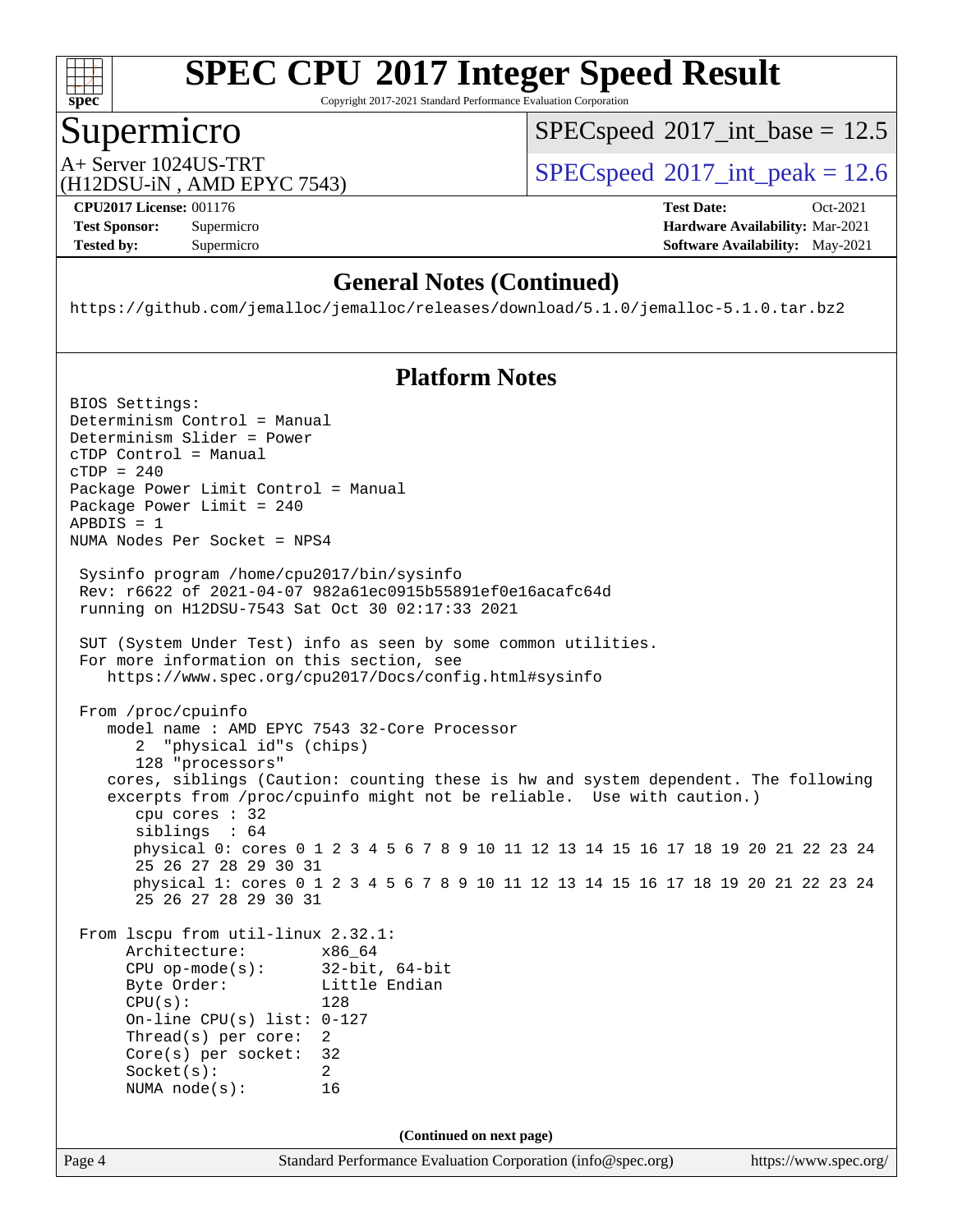## General Notes (Continued)

```
https://github.com/jemalloc/jemalloc/releases/download/5.1.0/jemalloc-5.1.0.tar.bz2
```

## Platform Notes

```
BIOS Settings:
Determinism Control = Manual
Determinism Slider = Power
cTDP Control = Manual
cTDP = 240
Package Power Limit Control = Manual
Package Power Limit = 240
APBDIS = 1
NUMA Nodes Per Socket = NPS4

 Sysinfo program /home/cpu2017/bin/sysinfo
 Rev: r6622 of 2021-04-07 982a61ec0915b55891ef0e16acafc64d
 running on H12DSU-7543 Sat Oct 30 02:17:33 2021

 SUT (System Under Test) info as seen by some common utilities.
 For more information on this section, see
    https://www.spec.org/cpu2017/Docs/config.html#sysinfo

 From /proc/cpuinfo
    model name : AMD EPYC 7543 32-Core Processor
       2  "physical id"s (chips)
       128 "processors"
    cores, siblings (Caution: counting these is hw and system dependent. The following
    excerpts from /proc/cpuinfo might not be reliable.  Use with caution.)
       cpu cores : 32
       siblings  : 64
       physical 0: cores 0 1 2 3 4 5 6 7 8 9 10 11 12 13 14 15 16 17 18 19 20 21 22 23 24
       25 26 27 28 29 30 31
       physical 1: cores 0 1 2 3 4 5 6 7 8 9 10 11 12 13 14 15 16 17 18 19 20 21 22 23 24
       25 26 27 28 29 30 31

 From lscpu from util-linux 2.32.1:
      Architecture:        x86_64
      CPU op-mode(s):      32-bit, 64-bit
      Byte Order:          Little Endian
      CPU(s):              128
      On-line CPU(s) list: 0-127
      Thread(s) per core:  2
      Core(s) per socket:  32
      Socket(s):           2
      NUMA node(s):        16
```

**(Continued on next page)**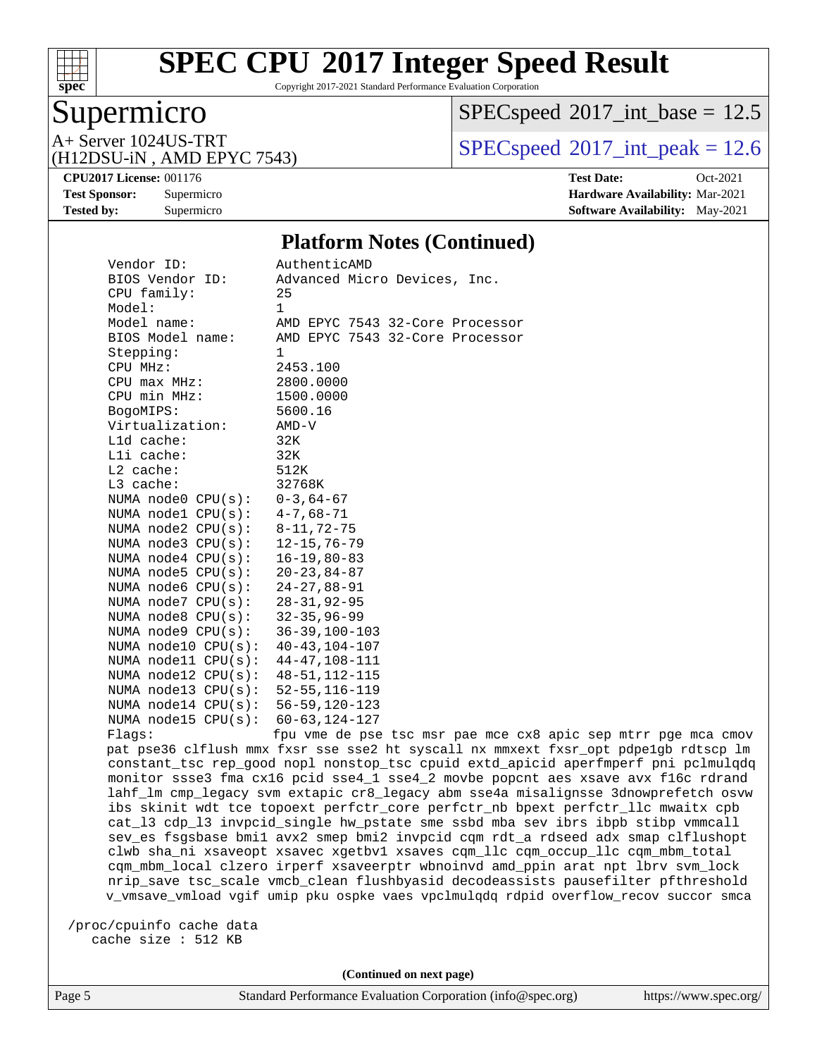# SPEC CPU 2017 Integer Speed Result

Copyright 2017-2021 Standard Performance Evaluation Corporation

## Supermicro

A+ Server 1024US-TRT
(H12DSU-iN , AMD EPYC 7543)

SPECspeed 2017_int_base = 12.5

SPECspeed 2017_int_peak = 12.6

**CPU2017 License:** 001176
**Test Sponsor:** Supermicro
**Tested by:** Supermicro

**Test Date:** Oct-2021
**Hardware Availability:** Mar-2021
**Software Availability:** May-2021

### Platform Notes (Continued)

```
    Vendor ID:           AuthenticAMD
    BIOS Vendor ID:      Advanced Micro Devices, Inc.
    CPU family:          25
    Model:               1
    Model name:          AMD EPYC 7543 32-Core Processor
    BIOS Model name:     AMD EPYC 7543 32-Core Processor
    Stepping:            1
    CPU MHz:             2453.100
    CPU max MHz:         2800.0000
    CPU min MHz:         1500.0000
    BogoMIPS:            5600.16
    Virtualization:      AMD-V
    L1d cache:           32K
    L1i cache:           32K
    L2 cache:            512K
    L3 cache:            32768K
    NUMA node0 CPU(s):   0-3,64-67
    NUMA node1 CPU(s):   4-7,68-71
    NUMA node2 CPU(s):   8-11,72-75
    NUMA node3 CPU(s):   12-15,76-79
    NUMA node4 CPU(s):   16-19,80-83
    NUMA node5 CPU(s):   20-23,84-87
    NUMA node6 CPU(s):   24-27,88-91
    NUMA node7 CPU(s):   28-31,92-95
    NUMA node8 CPU(s):   32-35,96-99
    NUMA node9 CPU(s):   36-39,100-103
    NUMA node10 CPU(s):  40-43,104-107
    NUMA node11 CPU(s):  44-47,108-111
    NUMA node12 CPU(s):  48-51,112-115
    NUMA node13 CPU(s):  52-55,116-119
    NUMA node14 CPU(s):  56-59,120-123
    NUMA node15 CPU(s):  60-63,124-127
    Flags:               fpu vme de pse tsc msr pae mce cx8 apic sep mtrr pge mca cmov
    pat pse36 clflush mmx fxsr sse sse2 ht syscall nx mmxext fxsr_opt pdpe1gb rdtscp lm
    constant_tsc rep_good nopl nonstop_tsc cpuid extd_apicid aperfmperf pni pclmulqdq
    monitor ssse3 fma cx16 pcid sse4_1 sse4_2 movbe popcnt aes xsave avx f16c rdrand
    lahf_lm cmp_legacy svm extapic cr8_legacy abm sse4a misalignsse 3dnowprefetch osvw
    ibs skinit wdt tce topoext perfctr_core perfctr_nb bpext perfctr_llc mwaitx cpb
    cat_l3 cdp_l3 invpcid_single hw_pstate sme ssbd mba sev ibrs ibpb stibp vmmcall
    sev_es fsgsbase bmi1 avx2 smep bmi2 invpcid cqm rdt_a rdseed adx smap clflushopt
    clwb sha_ni xsaveopt xsavec xgetbv1 xsaves cqm_llc cqm_occup_llc cqm_mbm_total
    cqm_mbm_local clzero irperf xsaveerptr wbnoinvd amd_ppin arat npt lbrv svm_lock
    nrip_save tsc_scale vmcb_clean flushbyasid decodeassists pausefilter pfthreshold
    v_vmsave_vmload vgif umip pku ospke vaes vpclmulqdq rdpid overflow_recov succor smca

 /proc/cpuinfo cache data
    cache size : 512 KB
```

(Continued on next page)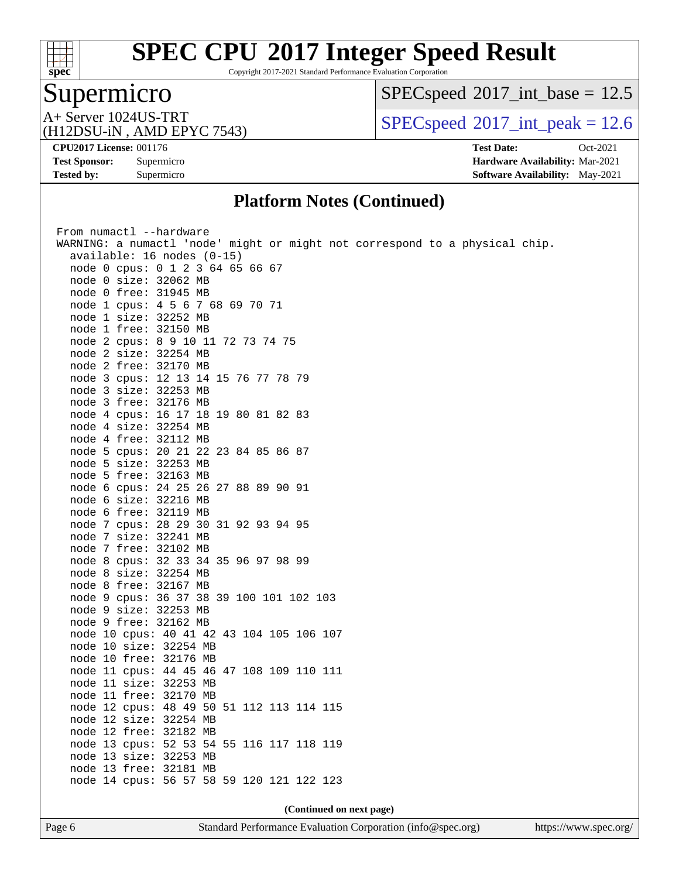## Platform Notes (Continued)

```
From numactl --hardware
WARNING: a numactl 'node' might or might not correspond to a physical chip.
  available: 16 nodes (0-15)
  node 0 cpus: 0 1 2 3 64 65 66 67
  node 0 size: 32062 MB
  node 0 free: 31945 MB
  node 1 cpus: 4 5 6 7 68 69 70 71
  node 1 size: 32252 MB
  node 1 free: 32150 MB
  node 2 cpus: 8 9 10 11 72 73 74 75
  node 2 size: 32254 MB
  node 2 free: 32170 MB
  node 3 cpus: 12 13 14 15 76 77 78 79
  node 3 size: 32253 MB
  node 3 free: 32176 MB
  node 4 cpus: 16 17 18 19 80 81 82 83
  node 4 size: 32254 MB
  node 4 free: 32112 MB
  node 5 cpus: 20 21 22 23 84 85 86 87
  node 5 size: 32253 MB
  node 5 free: 32163 MB
  node 6 cpus: 24 25 26 27 88 89 90 91
  node 6 size: 32216 MB
  node 6 free: 32119 MB
  node 7 cpus: 28 29 30 31 92 93 94 95
  node 7 size: 32241 MB
  node 7 free: 32102 MB
  node 8 cpus: 32 33 34 35 96 97 98 99
  node 8 size: 32254 MB
  node 8 free: 32167 MB
  node 9 cpus: 36 37 38 39 100 101 102 103
  node 9 size: 32253 MB
  node 9 free: 32162 MB
  node 10 cpus: 40 41 42 43 104 105 106 107
  node 10 size: 32254 MB
  node 10 free: 32176 MB
  node 11 cpus: 44 45 46 47 108 109 110 111
  node 11 size: 32253 MB
  node 11 free: 32170 MB
  node 12 cpus: 48 49 50 51 112 113 114 115
  node 12 size: 32254 MB
  node 12 free: 32182 MB
  node 13 cpus: 52 53 54 55 116 117 118 119
  node 13 size: 32253 MB
  node 13 free: 32181 MB
  node 14 cpus: 56 57 58 59 120 121 122 123
```

**(Continued on next page)**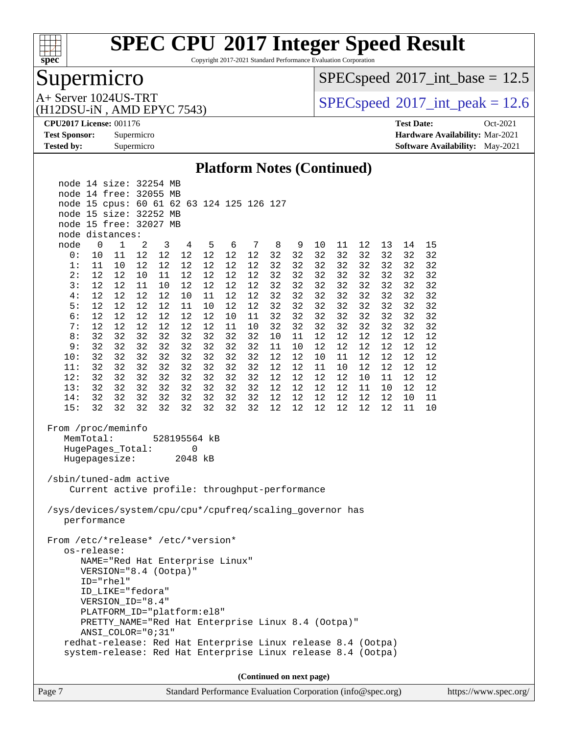# SPEC CPU 2017 Integer Speed Result

Copyright 2017-2021 Standard Performance Evaluation Corporation

## Supermicro

A+ Server 1024US-TRT
(H12DSU-iN , AMD EPYC 7543)

SPECspeed 2017_int_base = 12.5

SPECspeed 2017_int_peak = 12.6

**CPU2017 License:** 001176
**Test Sponsor:** Supermicro
**Tested by:** Supermicro

**Test Date:** Oct-2021
**Hardware Availability:** Mar-2021
**Software Availability:** May-2021

### Platform Notes (Continued)

```
    node 14 size: 32254 MB
    node 14 free: 32055 MB
    node 15 cpus: 60 61 62 63 124 125 126 127
    node 15 size: 32252 MB
    node 15 free: 32027 MB
    node distances:
    node   0   1   2   3   4   5   6   7   8   9  10  11  12  13  14  15
      0:  10  11  12  12  12  12  12  12  32  32  32  32  32  32  32  32
      1:  11  10  12  12  12  12  12  12  32  32  32  32  32  32  32  32
      2:  12  12  10  11  12  12  12  12  32  32  32  32  32  32  32  32
      3:  12  12  11  10  12  12  12  12  32  32  32  32  32  32  32  32
      4:  12  12  12  12  10  11  12  12  32  32  32  32  32  32  32  32
      5:  12  12  12  12  11  10  12  12  32  32  32  32  32  32  32  32
      6:  12  12  12  12  12  12  10  11  32  32  32  32  32  32  32  32
      7:  12  12  12  12  12  12  11  10  32  32  32  32  32  32  32  32
      8:  32  32  32  32  32  32  32  32  10  11  12  12  12  12  12  12
      9:  32  32  32  32  32  32  32  32  11  10  12  12  12  12  12  12
     10:  32  32  32  32  32  32  32  32  12  12  10  11  12  12  12  12
     11:  32  32  32  32  32  32  32  32  12  12  11  10  12  12  12  12
     12:  32  32  32  32  32  32  32  32  12  12  12  12  10  11  12  12
     13:  32  32  32  32  32  32  32  32  12  12  12  12  11  10  12  12
     14:  32  32  32  32  32  32  32  32  12  12  12  12  12  12  10  11
     15:  32  32  32  32  32  32  32  32  12  12  12  12  12  12  11  10

 From /proc/meminfo
    MemTotal:       528195564 kB
    HugePages_Total:       0
    Hugepagesize:       2048 kB

 /sbin/tuned-adm active
     Current active profile: throughput-performance

 /sys/devices/system/cpu/cpu*/cpufreq/scaling_governor has
    performance

 From /etc/*release* /etc/*version*
    os-release:
       NAME="Red Hat Enterprise Linux"
       VERSION="8.4 (Ootpa)"
       ID="rhel"
       ID_LIKE="fedora"
       VERSION_ID="8.4"
       PLATFORM_ID="platform:el8"
       PRETTY_NAME="Red Hat Enterprise Linux 8.4 (Ootpa)"
       ANSI_COLOR="0;31"
    redhat-release: Red Hat Enterprise Linux release 8.4 (Ootpa)
    system-release: Red Hat Enterprise Linux release 8.4 (Ootpa)
```

**(Continued on next page)**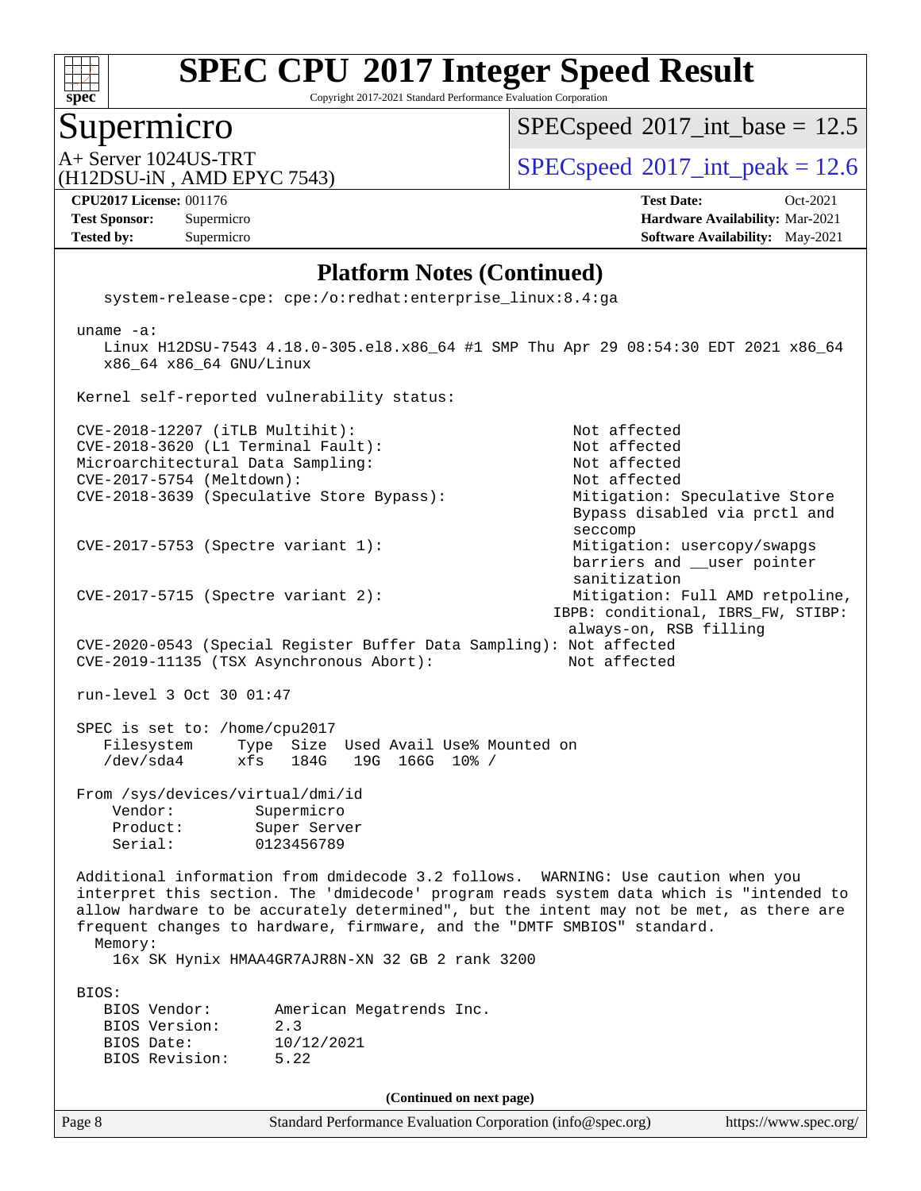# SPEC CPU 2017 Integer Speed Result

Copyright 2017-2021 Standard Performance Evaluation Corporation

## Supermicro

A+ Server 1024US-TRT
(H12DSU-iN , AMD EPYC 7543)

SPECspeed 2017_int_base = 12.5

SPECspeed 2017_int_peak = 12.6

**CPU2017 License:** 001176
**Test Sponsor:** Supermicro
**Tested by:** Supermicro

**Test Date:** Oct-2021
**Hardware Availability:** Mar-2021
**Software Availability:** May-2021

### Platform Notes (Continued)

```
    system-release-cpe: cpe:/o:redhat:enterprise_linux:8.4:ga

 uname -a:
    Linux H12DSU-7543 4.18.0-305.el8.x86_64 #1 SMP Thu Apr 29 08:54:30 EDT 2021 x86_64
    x86_64 x86_64 GNU/Linux

 Kernel self-reported vulnerability status:

 CVE-2018-12207 (iTLB Multihit):                              Not affected
 CVE-2018-3620 (L1 Terminal Fault):                           Not affected
 Microarchitectural Data Sampling:                            Not affected
 CVE-2017-5754 (Meltdown):                                    Not affected
 CVE-2018-3639 (Speculative Store Bypass):                    Mitigation: Speculative Store
                                                              Bypass disabled via prctl and
                                                              seccomp
 CVE-2017-5753 (Spectre variant 1):                           Mitigation: usercopy/swapgs
                                                              barriers and __user pointer
                                                              sanitization
 CVE-2017-5715 (Spectre variant 2):                           Mitigation: Full AMD retpoline,
                                                             IBPB: conditional, IBRS_FW, STIBP:
                                                              always-on, RSB filling
 CVE-2020-0543 (Special Register Buffer Data Sampling): Not affected
 CVE-2019-11135 (TSX Asynchronous Abort):                    Not affected

 run-level 3 Oct 30 01:47

 SPEC is set to: /home/cpu2017
    Filesystem     Type  Size  Used Avail Use% Mounted on
    /dev/sda4      xfs   184G   19G  166G  10% /

 From /sys/devices/virtual/dmi/id
     Vendor:         Supermicro
     Product:        Super Server
     Serial:         0123456789

 Additional information from dmidecode 3.2 follows.  WARNING: Use caution when you
 interpret this section. The 'dmidecode' program reads system data which is "intended to
 allow hardware to be accurately determined", but the intent may not be met, as there are
 frequent changes to hardware, firmware, and the "DMTF SMBIOS" standard.
   Memory:
     16x SK Hynix HMAA4GR7AJR8N-XN 32 GB 2 rank 3200

 BIOS:
    BIOS Vendor:       American Megatrends Inc.
    BIOS Version:      2.3
    BIOS Date:         10/12/2021
    BIOS Revision:     5.22
```

(Continued on next page)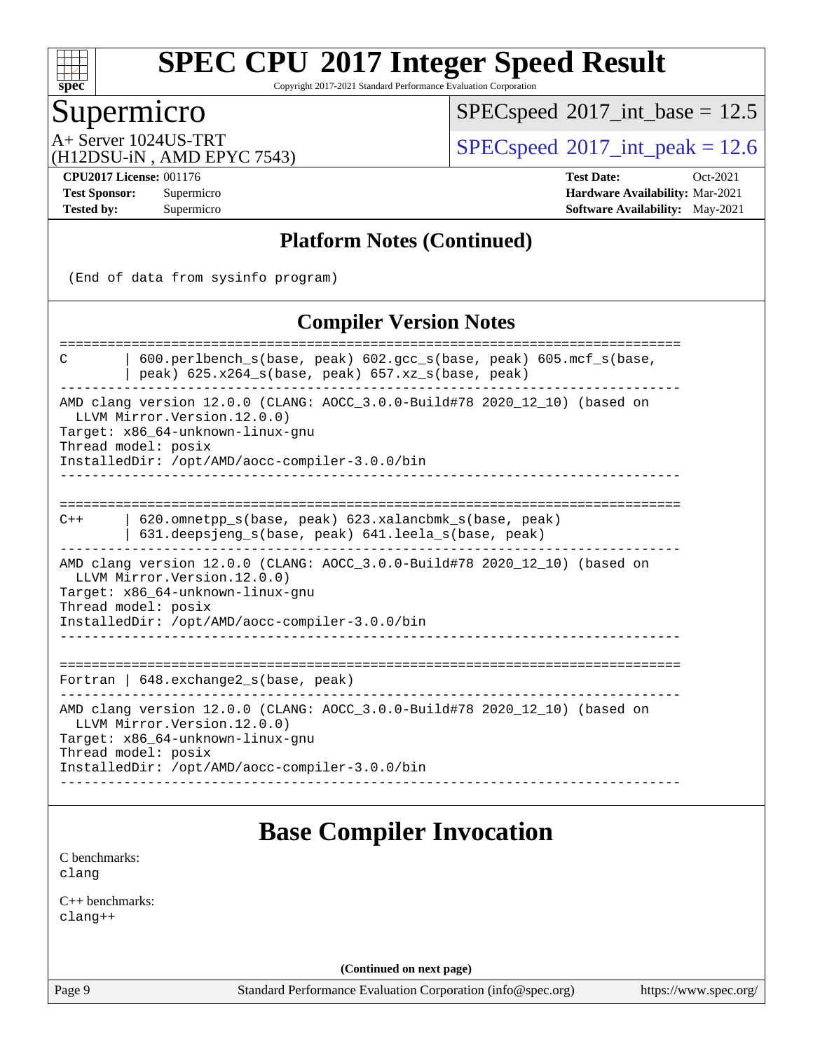## Platform Notes (Continued)

```
(End of data from sysinfo program)
```

## Compiler Version Notes

```
==============================================================================
C        | 600.perlbench_s(base, peak) 602.gcc_s(base, peak) 605.mcf_s(base,
         | peak) 625.x264_s(base, peak) 657.xz_s(base, peak)
------------------------------------------------------------------------------
AMD clang version 12.0.0 (CLANG: AOCC_3.0.0-Build#78 2020_12_10) (based on
  LLVM Mirror.Version.12.0.0)
Target: x86_64-unknown-linux-gnu
Thread model: posix
InstalledDir: /opt/AMD/aocc-compiler-3.0.0/bin
------------------------------------------------------------------------------

==============================================================================
C++      | 620.omnetpp_s(base, peak) 623.xalancbmk_s(base, peak)
         | 631.deepsjeng_s(base, peak) 641.leela_s(base, peak)
------------------------------------------------------------------------------
AMD clang version 12.0.0 (CLANG: AOCC_3.0.0-Build#78 2020_12_10) (based on
  LLVM Mirror.Version.12.0.0)
Target: x86_64-unknown-linux-gnu
Thread model: posix
InstalledDir: /opt/AMD/aocc-compiler-3.0.0/bin
------------------------------------------------------------------------------

==============================================================================
Fortran | 648.exchange2_s(base, peak)
------------------------------------------------------------------------------
AMD clang version 12.0.0 (CLANG: AOCC_3.0.0-Build#78 2020_12_10) (based on
  LLVM Mirror.Version.12.0.0)
Target: x86_64-unknown-linux-gnu
Thread model: posix
InstalledDir: /opt/AMD/aocc-compiler-3.0.0/bin
------------------------------------------------------------------------------
```

## Base Compiler Invocation

C benchmarks:
clang

C++ benchmarks:
clang++

(Continued on next page)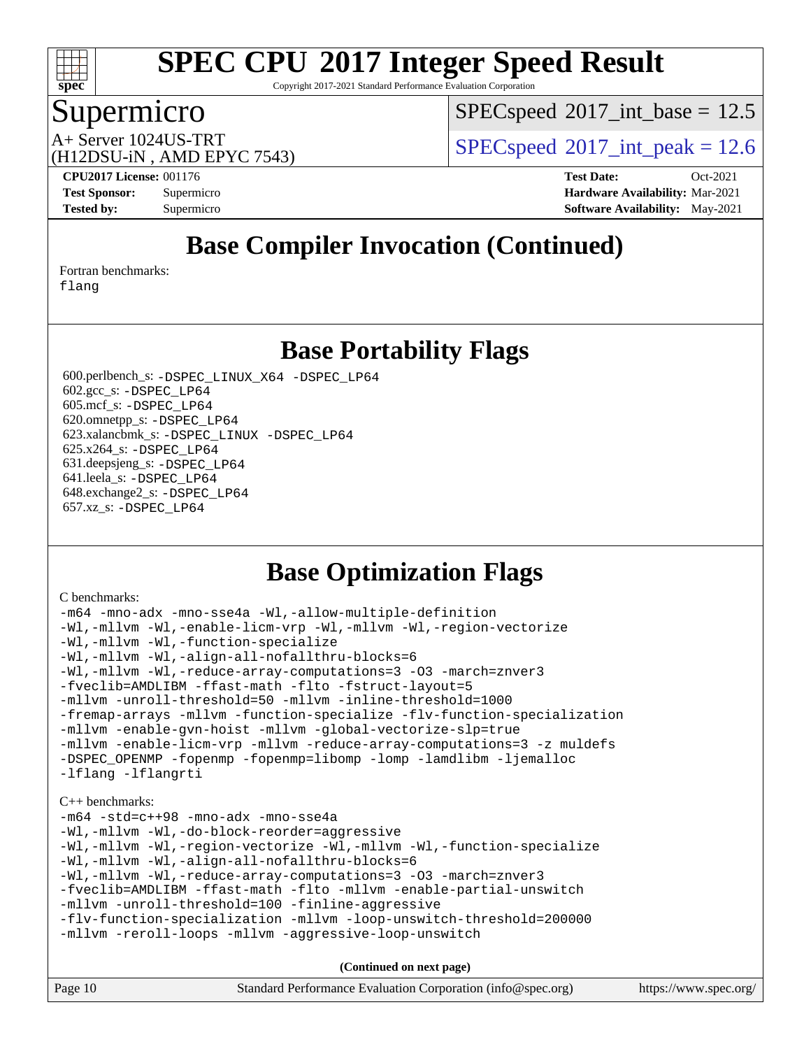# SPEC CPU 2017 Integer Speed Result

Copyright 2017-2021 Standard Performance Evaluation Corporation

## Supermicro

A+ Server 1024US-TRT
(H12DSU-iN , AMD EPYC 7543)

SPECspeed 2017_int_base = 12.5

SPECspeed 2017_int_peak = 12.6

**CPU2017 License:** 001176
**Test Sponsor:** Supermicro
**Tested by:** Supermicro

**Test Date:** Oct-2021
**Hardware Availability:** Mar-2021
**Software Availability:** May-2021

## Base Compiler Invocation (Continued)

Fortran benchmarks:
`flang`

## Base Portability Flags

600.perlbench_s: `-DSPEC_LINUX_X64 -DSPEC_LP64`
602.gcc_s: `-DSPEC_LP64`
605.mcf_s: `-DSPEC_LP64`
620.omnetpp_s: `-DSPEC_LP64`
623.xalancbmk_s: `-DSPEC_LINUX -DSPEC_LP64`
625.x264_s: `-DSPEC_LP64`
631.deepsjeng_s: `-DSPEC_LP64`
641.leela_s: `-DSPEC_LP64`
648.exchange2_s: `-DSPEC_LP64`
657.xz_s: `-DSPEC_LP64`

## Base Optimization Flags

C benchmarks:

```
-m64 -mno-adx -mno-sse4a -Wl,-allow-multiple-definition
-Wl,-mllvm -Wl,-enable-licm-vrp -Wl,-mllvm -Wl,-region-vectorize
-Wl,-mllvm -Wl,-function-specialize
-Wl,-mllvm -Wl,-align-all-nofallthru-blocks=6
-Wl,-mllvm -Wl,-reduce-array-computations=3 -O3 -march=znver3
-fveclib=AMDLIBM -ffast-math -flto -fstruct-layout=5
-mllvm -unroll-threshold=50 -mllvm -inline-threshold=1000
-fremap-arrays -mllvm -function-specialize -flv-function-specialization
-mllvm -enable-gvn-hoist -mllvm -global-vectorize-slp=true
-mllvm -enable-licm-vrp -mllvm -reduce-array-computations=3 -z muldefs
-DSPEC_OPENMP -fopenmp -fopenmp=libomp -lomp -lamdlibm -ljemalloc
-lflang -lflangrti
```

C++ benchmarks:

```
-m64 -std=c++98 -mno-adx -mno-sse4a
-Wl,-mllvm -Wl,-do-block-reorder=aggressive
-Wl,-mllvm -Wl,-region-vectorize -Wl,-mllvm -Wl,-function-specialize
-Wl,-mllvm -Wl,-align-all-nofallthru-blocks=6
-Wl,-mllvm -Wl,-reduce-array-computations=3 -O3 -march=znver3
-fveclib=AMDLIBM -ffast-math -flto -mllvm -enable-partial-unswitch
-mllvm -unroll-threshold=100 -finline-aggressive
-flv-function-specialization -mllvm -loop-unswitch-threshold=200000
-mllvm -reroll-loops -mllvm -aggressive-loop-unswitch
```

**(Continued on next page)**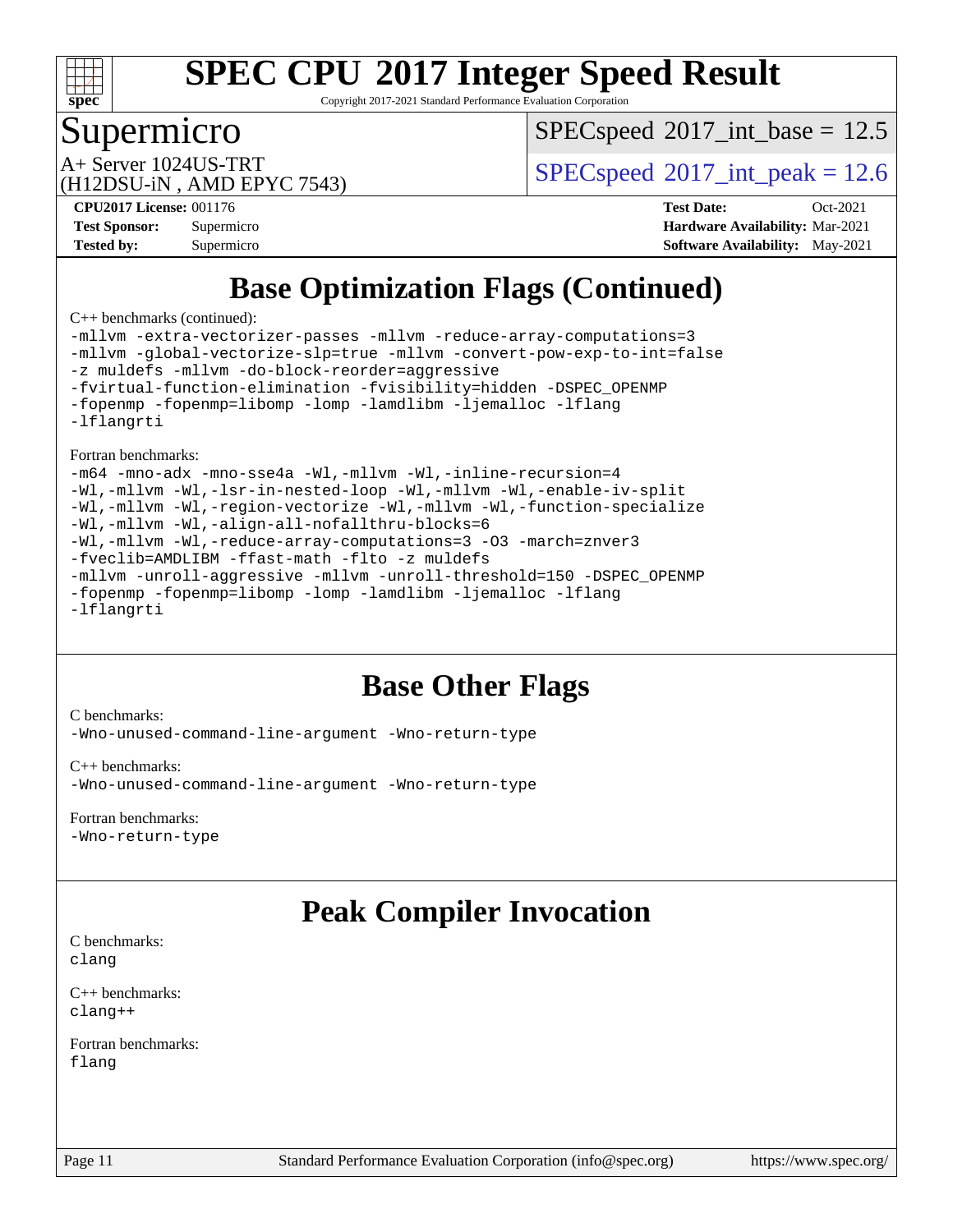# Base Optimization Flags (Continued)

C++ benchmarks (continued):

```
-mllvm -extra-vectorizer-passes -mllvm -reduce-array-computations=3
-mllvm -global-vectorize-slp=true -mllvm -convert-pow-exp-to-int=false
-z muldefs -mllvm -do-block-reorder=aggressive
-fvirtual-function-elimination -fvisibility=hidden -DSPEC_OPENMP
-fopenmp -fopenmp=libomp -lomp -lamdlibm -ljemalloc -lflang
-lflangrti
```

Fortran benchmarks:

```
-m64 -mno-adx -mno-sse4a -Wl,-mllvm -Wl,-inline-recursion=4
-Wl,-mllvm -Wl,-lsr-in-nested-loop -Wl,-mllvm -Wl,-enable-iv-split
-Wl,-mllvm -Wl,-region-vectorize -Wl,-mllvm -Wl,-function-specialize
-Wl,-mllvm -Wl,-align-all-nofallthru-blocks=6
-Wl,-mllvm -Wl,-reduce-array-computations=3 -O3 -march=znver3
-fveclib=AMDLIBM -ffast-math -flto -z muldefs
-mllvm -unroll-aggressive -mllvm -unroll-threshold=150 -DSPEC_OPENMP
-fopenmp -fopenmp=libomp -lomp -lamdlibm -ljemalloc -lflang
-lflangrti
```

# Base Other Flags

C benchmarks:

```
-Wno-unused-command-line-argument -Wno-return-type
```

C++ benchmarks:

```
-Wno-unused-command-line-argument -Wno-return-type
```

Fortran benchmarks:

```
-Wno-return-type
```

# Peak Compiler Invocation

C benchmarks:

```
clang
```

C++ benchmarks:

```
clang++
```

Fortran benchmarks:

```
flang
```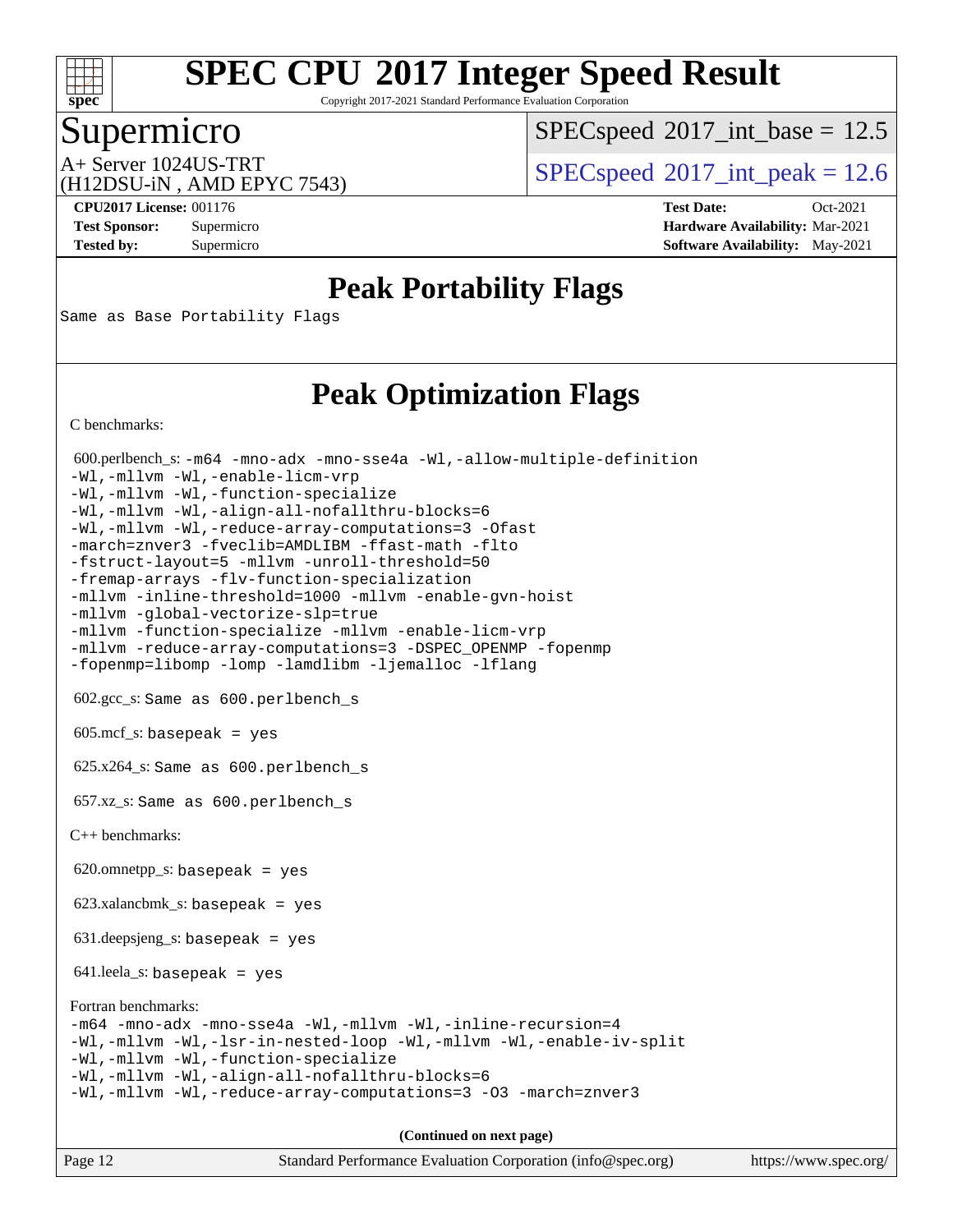# SPEC CPU 2017 Integer Speed Result

Copyright 2017-2021 Standard Performance Evaluation Corporation

## Supermicro

A+ Server 1024US-TRT
(H12DSU-iN , AMD EPYC 7543)

SPECspeed 2017_int_base = 12.5

SPECspeed 2017_int_peak = 12.6

**CPU2017 License:** 001176
**Test Sponsor:** Supermicro
**Tested by:** Supermicro

**Test Date:** Oct-2021
**Hardware Availability:** Mar-2021
**Software Availability:** May-2021

## Peak Portability Flags

Same as Base Portability Flags

## Peak Optimization Flags

C benchmarks:

600.perlbench_s:
```
-m64 -mno-adx -mno-sse4a -Wl,-allow-multiple-definition
-Wl,-mllvm -Wl,-enable-licm-vrp
-Wl,-mllvm -Wl,-function-specialize
-Wl,-mllvm -Wl,-align-all-nofallthru-blocks=6
-Wl,-mllvm -Wl,-reduce-array-computations=3 -Ofast
-march=znver3 -fveclib=AMDLIBM -ffast-math -flto
-fstruct-layout=5 -mllvm -unroll-threshold=50
-fremap-arrays -flv-function-specialization
-mllvm -inline-threshold=1000 -mllvm -enable-gvn-hoist
-mllvm -global-vectorize-slp=true
-mllvm -function-specialize -mllvm -enable-licm-vrp
-mllvm -reduce-array-computations=3 -DSPEC_OPENMP -fopenmp
-fopenmp=libomp -lomp -lamdlibm -ljemalloc -lflang
```

602.gcc_s: Same as 600.perlbench_s

605.mcf_s: basepeak = yes

625.x264_s: Same as 600.perlbench_s

657.xz_s: Same as 600.perlbench_s

C++ benchmarks:

620.omnetpp_s: basepeak = yes

623.xalancbmk_s: basepeak = yes

631.deepsjeng_s: basepeak = yes

641.leela_s: basepeak = yes

Fortran benchmarks:
```
-m64 -mno-adx -mno-sse4a -Wl,-mllvm -Wl,-inline-recursion=4
-Wl,-mllvm -Wl,-lsr-in-nested-loop -Wl,-mllvm -Wl,-enable-iv-split
-Wl,-mllvm -Wl,-function-specialize
-Wl,-mllvm -Wl,-align-all-nofallthru-blocks=6
-Wl,-mllvm -Wl,-reduce-array-computations=3 -O3 -march=znver3
```

**(Continued on next page)**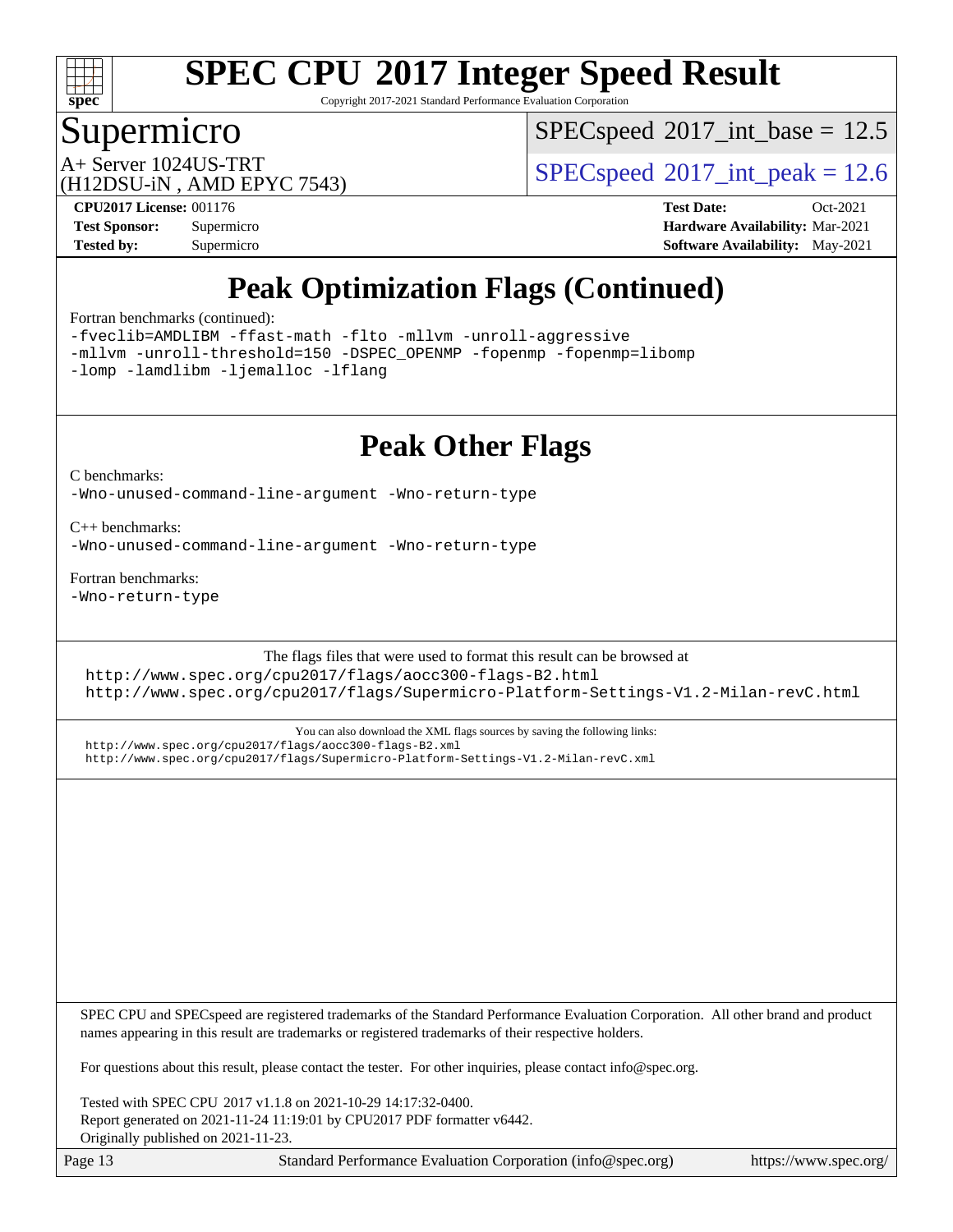# SPEC CPU 2017 Integer Speed Result

Copyright 2017-2021 Standard Performance Evaluation Corporation

## Supermicro

A+ Server 1024US-TRT
(H12DSU-iN , AMD EPYC 7543)

SPECspeed 2017_int_base = 12.5

SPECspeed 2017_int_peak = 12.6

**CPU2017 License:** 001176
**Test Sponsor:** Supermicro
**Tested by:** Supermicro

**Test Date:** Oct-2021
**Hardware Availability:** Mar-2021
**Software Availability:** May-2021

## Peak Optimization Flags (Continued)

Fortran benchmarks (continued):

```
-fveclib=AMDLIBM -ffast-math -flto -mllvm -unroll-aggressive
-mllvm -unroll-threshold=150 -DSPEC_OPENMP -fopenmp -fopenmp=libomp
-lomp -lamdlibm -ljemalloc -lflang
```

## Peak Other Flags

C benchmarks:

```
-Wno-unused-command-line-argument -Wno-return-type
```

C++ benchmarks:

```
-Wno-unused-command-line-argument -Wno-return-type
```

Fortran benchmarks:

```
-Wno-return-type
```

The flags files that were used to format this result can be browsed at

http://www.spec.org/cpu2017/flags/aocc300-flags-B2.html
http://www.spec.org/cpu2017/flags/Supermicro-Platform-Settings-V1.2-Milan-revC.html

You can also download the XML flags sources by saving the following links:

http://www.spec.org/cpu2017/flags/aocc300-flags-B2.xml
http://www.spec.org/cpu2017/flags/Supermicro-Platform-Settings-V1.2-Milan-revC.xml

SPEC CPU and SPECspeed are registered trademarks of the Standard Performance Evaluation Corporation. All other brand and product names appearing in this result are trademarks or registered trademarks of their respective holders.

For questions about this result, please contact the tester. For other inquiries, please contact info@spec.org.

Tested with SPEC CPU 2017 v1.1.8 on 2021-10-29 14:17:32-0400.
Report generated on 2021-11-24 11:19:01 by CPU2017 PDF formatter v6442.
Originally published on 2021-11-23.